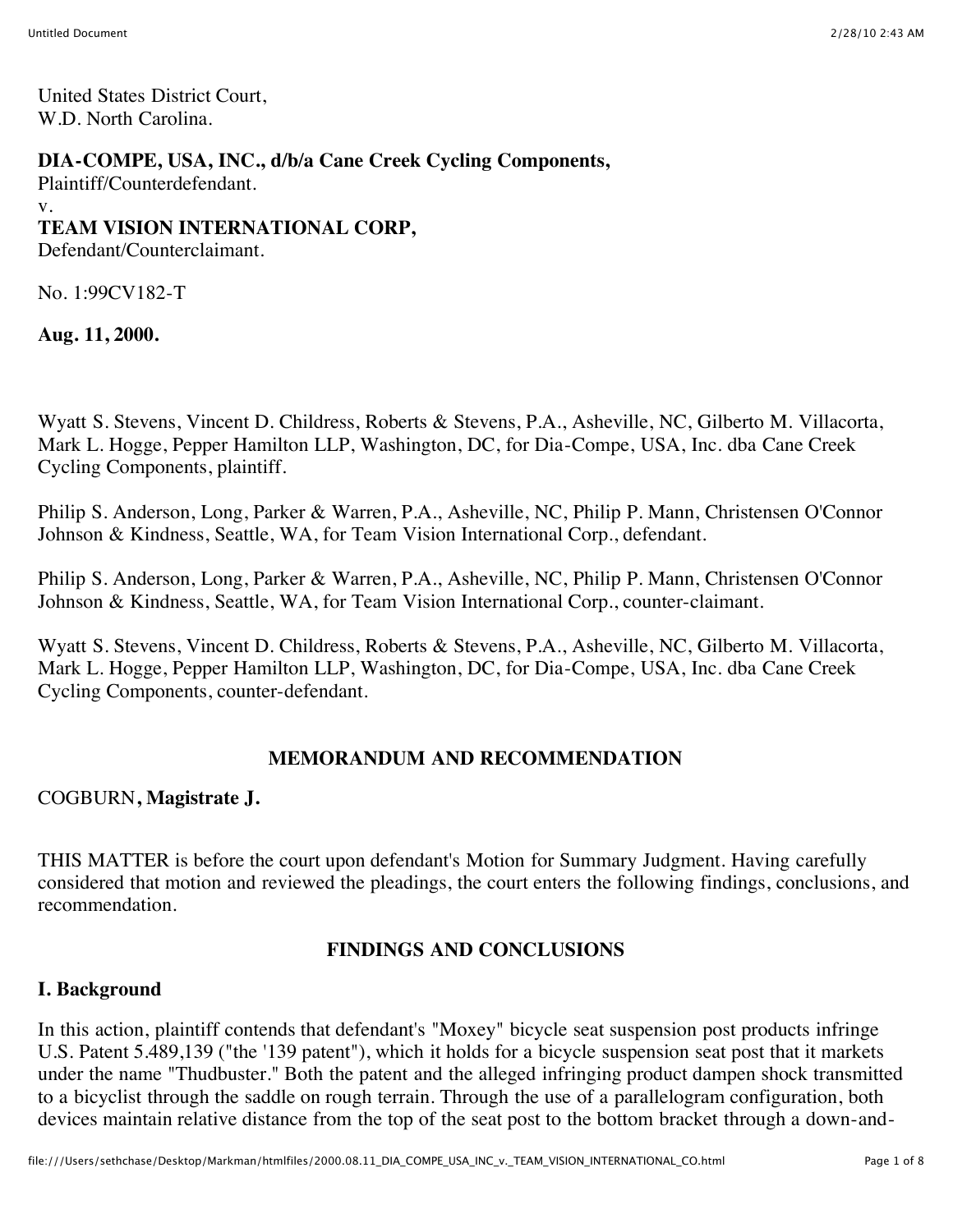United States District Court,
W.D. North Carolina.

**DIA-COMPE, USA, INC., d/b/a Cane Creek Cycling Components,**
Plaintiff/Counterdefendant.
v.
**TEAM VISION INTERNATIONAL CORP,**
Defendant/Counterclaimant.

No. 1:99CV182-T

**Aug. 11, 2000.**

Wyatt S. Stevens, Vincent D. Childress, Roberts & Stevens, P.A., Asheville, NC, Gilberto M. Villacorta, Mark L. Hogge, Pepper Hamilton LLP, Washington, DC, for Dia-Compe, USA, Inc. dba Cane Creek Cycling Components, plaintiff.

Philip S. Anderson, Long, Parker & Warren, P.A., Asheville, NC, Philip P. Mann, Christensen O'Connor Johnson & Kindness, Seattle, WA, for Team Vision International Corp., defendant.

Philip S. Anderson, Long, Parker & Warren, P.A., Asheville, NC, Philip P. Mann, Christensen O'Connor Johnson & Kindness, Seattle, WA, for Team Vision International Corp., counter-claimant.

Wyatt S. Stevens, Vincent D. Childress, Roberts & Stevens, P.A., Asheville, NC, Gilberto M. Villacorta, Mark L. Hogge, Pepper Hamilton LLP, Washington, DC, for Dia-Compe, USA, Inc. dba Cane Creek Cycling Components, counter-defendant.

## MEMORANDUM AND RECOMMENDATION

COGBURN**, Magistrate J.**

THIS MATTER is before the court upon defendant's Motion for Summary Judgment. Having carefully considered that motion and reviewed the pleadings, the court enters the following findings, conclusions, and recommendation.

## FINDINGS AND CONCLUSIONS

### I. Background

In this action, plaintiff contends that defendant's "Moxey" bicycle seat suspension post products infringe U.S. Patent 5.489,139 ("the '139 patent"), which it holds for a bicycle suspension seat post that it markets under the name "Thudbuster." Both the patent and the alleged infringing product dampen shock transmitted to a bicyclist through the saddle on rough terrain. Through the use of a parallelogram configuration, both devices maintain relative distance from the top of the seat post to the bottom bracket through a down-and-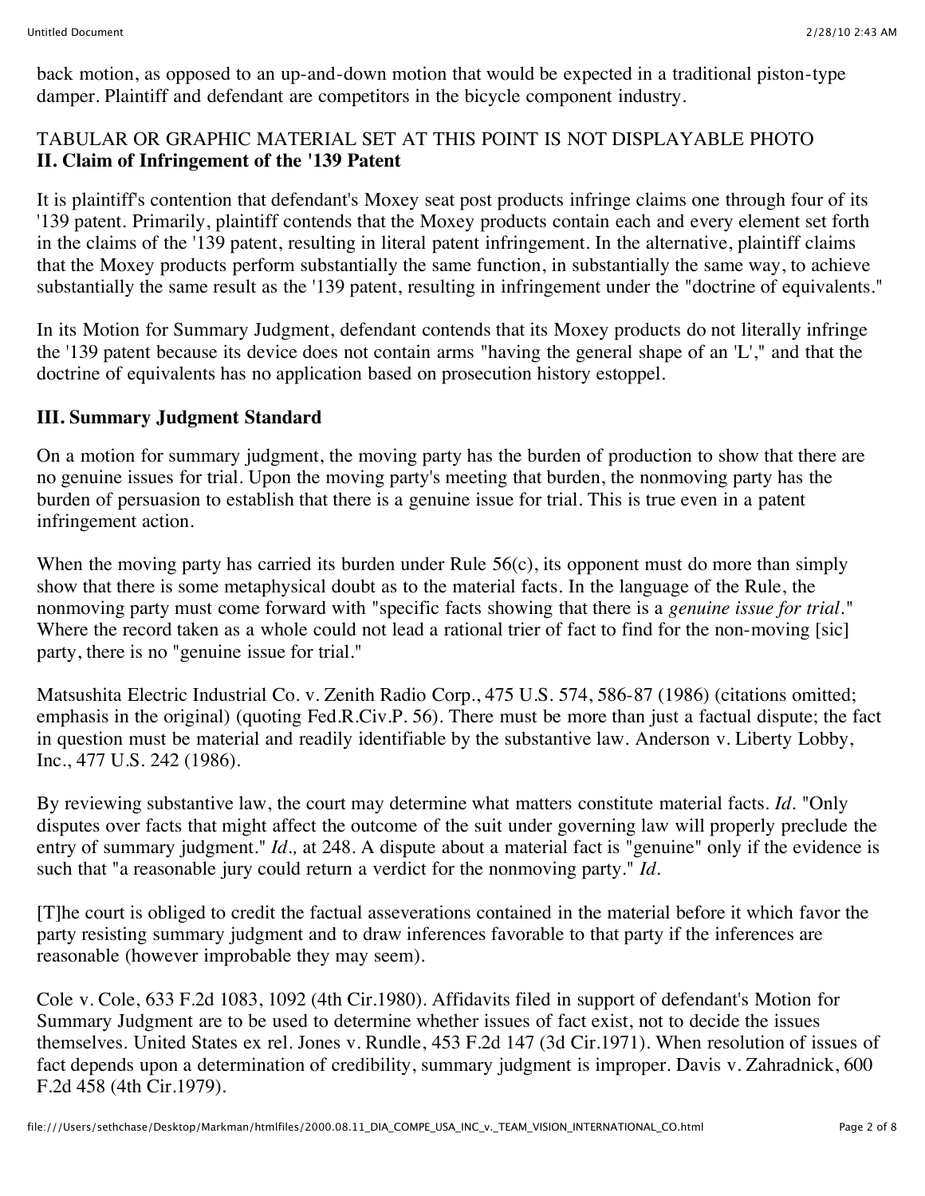back motion, as opposed to an up-and-down motion that would be expected in a traditional piston-type damper. Plaintiff and defendant are competitors in the bicycle component industry.

TABULAR OR GRAPHIC MATERIAL SET AT THIS POINT IS NOT DISPLAYABLE PHOTO

**II. Claim of Infringement of the '139 Patent**

It is plaintiff's contention that defendant's Moxey seat post products infringe claims one through four of its '139 patent. Primarily, plaintiff contends that the Moxey products contain each and every element set forth in the claims of the '139 patent, resulting in literal patent infringement. In the alternative, plaintiff claims that the Moxey products perform substantially the same function, in substantially the same way, to achieve substantially the same result as the '139 patent, resulting in infringement under the "doctrine of equivalents."

In its Motion for Summary Judgment, defendant contends that its Moxey products do not literally infringe the '139 patent because its device does not contain arms "having the general shape of an 'L'," and that the doctrine of equivalents has no application based on prosecution history estoppel.

**III. Summary Judgment Standard**

On a motion for summary judgment, the moving party has the burden of production to show that there are no genuine issues for trial. Upon the moving party's meeting that burden, the nonmoving party has the burden of persuasion to establish that there is a genuine issue for trial. This is true even in a patent infringement action.

When the moving party has carried its burden under Rule 56(c), its opponent must do more than simply show that there is some metaphysical doubt as to the material facts. In the language of the Rule, the nonmoving party must come forward with "specific facts showing that there is a *genuine issue for trial*." Where the record taken as a whole could not lead a rational trier of fact to find for the non-moving [sic] party, there is no "genuine issue for trial."

Matsushita Electric Industrial Co. v. Zenith Radio Corp., 475 U.S. 574, 586-87 (1986) (citations omitted; emphasis in the original) (quoting Fed.R.Civ.P. 56). There must be more than just a factual dispute; the fact in question must be material and readily identifiable by the substantive law. Anderson v. Liberty Lobby, Inc., 477 U.S. 242 (1986).

By reviewing substantive law, the court may determine what matters constitute material facts. *Id.* "Only disputes over facts that might affect the outcome of the suit under governing law will properly preclude the entry of summary judgment." *Id.,* at 248. A dispute about a material fact is "genuine" only if the evidence is such that "a reasonable jury could return a verdict for the nonmoving party." *Id.*

[T]he court is obliged to credit the factual asseverations contained in the material before it which favor the party resisting summary judgment and to draw inferences favorable to that party if the inferences are reasonable (however improbable they may seem).

Cole v. Cole, 633 F.2d 1083, 1092 (4th Cir.1980). Affidavits filed in support of defendant's Motion for Summary Judgment are to be used to determine whether issues of fact exist, not to decide the issues themselves. United States ex rel. Jones v. Rundle, 453 F.2d 147 (3d Cir.1971). When resolution of issues of fact depends upon a determination of credibility, summary judgment is improper. Davis v. Zahradnick, 600 F.2d 458 (4th Cir.1979).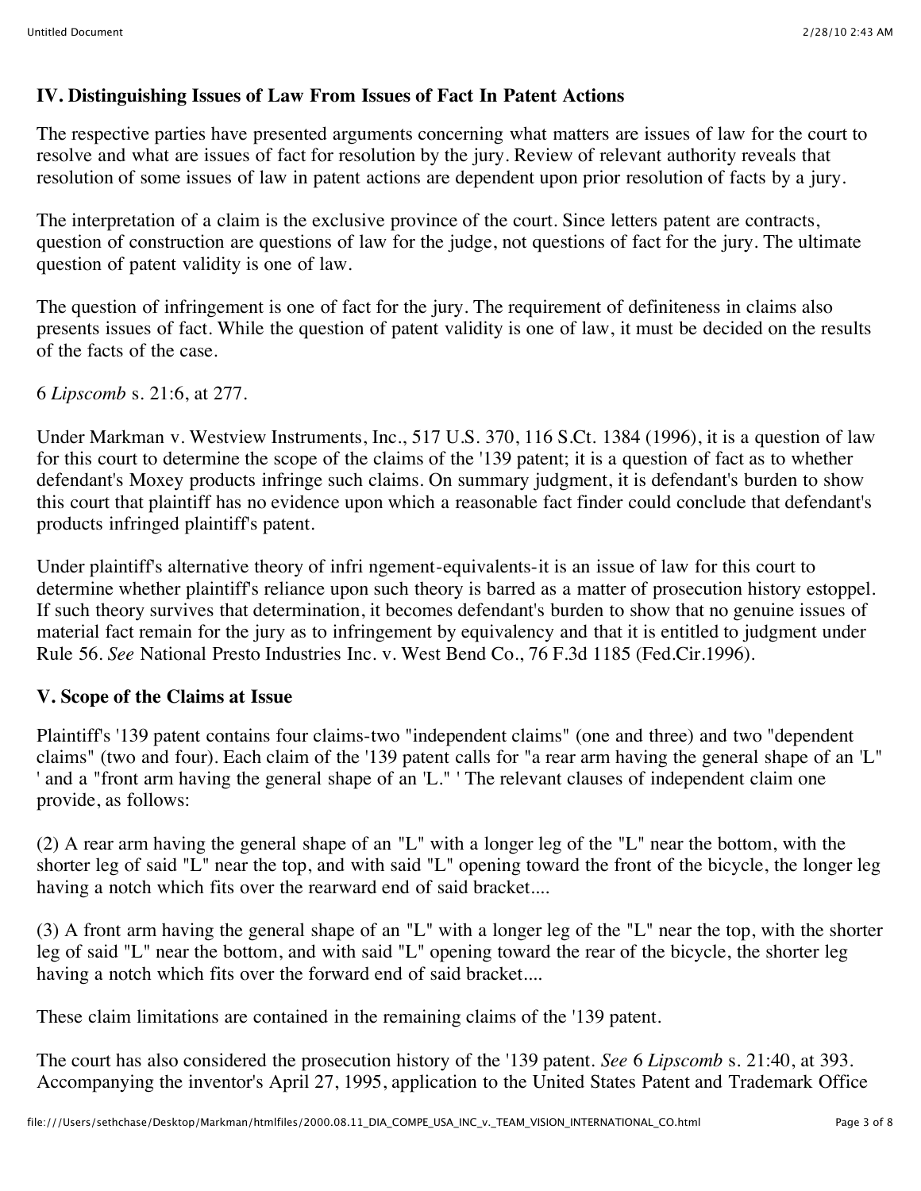### IV. Distinguishing Issues of Law From Issues of Fact In Patent Actions

The respective parties have presented arguments concerning what matters are issues of law for the court to resolve and what are issues of fact for resolution by the jury. Review of relevant authority reveals that resolution of some issues of law in patent actions are dependent upon prior resolution of facts by a jury.

The interpretation of a claim is the exclusive province of the court. Since letters patent are contracts, question of construction are questions of law for the judge, not questions of fact for the jury. The ultimate question of patent validity is one of law.

The question of infringement is one of fact for the jury. The requirement of definiteness in claims also presents issues of fact. While the question of patent validity is one of law, it must be decided on the results of the facts of the case.

6 *Lipscomb* s. 21:6, at 277.

Under Markman v. Westview Instruments, Inc., 517 U.S. 370, 116 S.Ct. 1384 (1996), it is a question of law for this court to determine the scope of the claims of the '139 patent; it is a question of fact as to whether defendant's Moxey products infringe such claims. On summary judgment, it is defendant's burden to show this court that plaintiff has no evidence upon which a reasonable fact finder could conclude that defendant's products infringed plaintiff's patent.

Under plaintiff's alternative theory of infri ngement-equivalents-it is an issue of law for this court to determine whether plaintiff's reliance upon such theory is barred as a matter of prosecution history estoppel. If such theory survives that determination, it becomes defendant's burden to show that no genuine issues of material fact remain for the jury as to infringement by equivalency and that it is entitled to judgment under Rule 56. *See* National Presto Industries Inc. v. West Bend Co., 76 F.3d 1185 (Fed.Cir.1996).

### V. Scope of the Claims at Issue

Plaintiff's '139 patent contains four claims-two "independent claims" (one and three) and two "dependent claims" (two and four). Each claim of the '139 patent calls for "a rear arm having the general shape of an 'L" ' and a "front arm having the general shape of an 'L." ' The relevant clauses of independent claim one provide, as follows:

(2) A rear arm having the general shape of an "L" with a longer leg of the "L" near the bottom, with the shorter leg of said "L" near the top, and with said "L" opening toward the front of the bicycle, the longer leg having a notch which fits over the rearward end of said bracket....

(3) A front arm having the general shape of an "L" with a longer leg of the "L" near the top, with the shorter leg of said "L" near the bottom, and with said "L" opening toward the rear of the bicycle, the shorter leg having a notch which fits over the forward end of said bracket....

These claim limitations are contained in the remaining claims of the '139 patent.

The court has also considered the prosecution history of the '139 patent. *See* 6 *Lipscomb* s. 21:40, at 393. Accompanying the inventor's April 27, 1995, application to the United States Patent and Trademark Office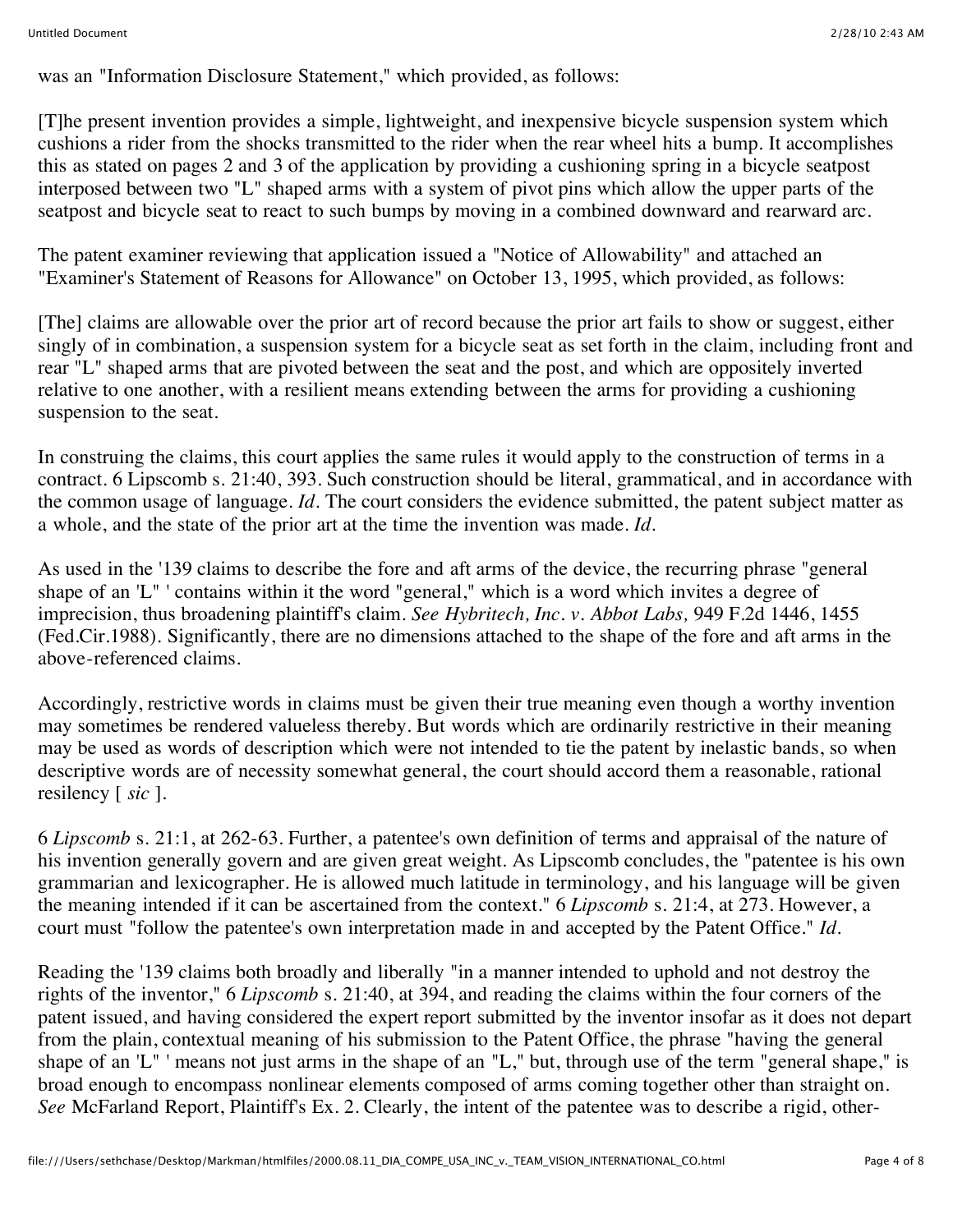was an "Information Disclosure Statement," which provided, as follows:

[T]he present invention provides a simple, lightweight, and inexpensive bicycle suspension system which cushions a rider from the shocks transmitted to the rider when the rear wheel hits a bump. It accomplishes this as stated on pages 2 and 3 of the application by providing a cushioning spring in a bicycle seatpost interposed between two "L" shaped arms with a system of pivot pins which allow the upper parts of the seatpost and bicycle seat to react to such bumps by moving in a combined downward and rearward arc.

The patent examiner reviewing that application issued a "Notice of Allowability" and attached an "Examiner's Statement of Reasons for Allowance" on October 13, 1995, which provided, as follows:

[The] claims are allowable over the prior art of record because the prior art fails to show or suggest, either singly of in combination, a suspension system for a bicycle seat as set forth in the claim, including front and rear "L" shaped arms that are pivoted between the seat and the post, and which are oppositely inverted relative to one another, with a resilient means extending between the arms for providing a cushioning suspension to the seat.

In construing the claims, this court applies the same rules it would apply to the construction of terms in a contract. 6 Lipscomb s. 21:40, 393. Such construction should be literal, grammatical, and in accordance with the common usage of language. *Id*. The court considers the evidence submitted, the patent subject matter as a whole, and the state of the prior art at the time the invention was made. *Id.*

As used in the '139 claims to describe the fore and aft arms of the device, the recurring phrase "general shape of an 'L" ' contains within it the word "general," which is a word which invites a degree of imprecision, thus broadening plaintiff's claim. *See Hybritech, Inc. v. Abbot Labs,* 949 F.2d 1446, 1455 (Fed.Cir.1988). Significantly, there are no dimensions attached to the shape of the fore and aft arms in the above-referenced claims.

Accordingly, restrictive words in claims must be given their true meaning even though a worthy invention may sometimes be rendered valueless thereby. But words which are ordinarily restrictive in their meaning may be used as words of description which were not intended to tie the patent by inelastic bands, so when descriptive words are of necessity somewhat general, the court should accord them a reasonable, rational resiliency [ *sic* ].

6 *Lipscomb* s. 21:1, at 262-63. Further, a patentee's own definition of terms and appraisal of the nature of his invention generally govern and are given great weight. As Lipscomb concludes, the "patentee is his own grammarian and lexicographer. He is allowed much latitude in terminology, and his language will be given the meaning intended if it can be ascertained from the context." 6 *Lipscomb* s. 21:4, at 273. However, a court must "follow the patentee's own interpretation made in and accepted by the Patent Office." *Id.*

Reading the '139 claims both broadly and liberally "in a manner intended to uphold and not destroy the rights of the inventor," 6 *Lipscomb* s. 21:40, at 394, and reading the claims within the four corners of the patent issued, and having considered the expert report submitted by the inventor insofar as it does not depart from the plain, contextual meaning of his submission to the Patent Office, the phrase "having the general shape of an 'L" ' means not just arms in the shape of an "L," but, through use of the term "general shape," is broad enough to encompass nonlinear elements composed of arms coming together other than straight on. *See* McFarland Report, Plaintiff's Ex. 2. Clearly, the intent of the patentee was to describe a rigid, other-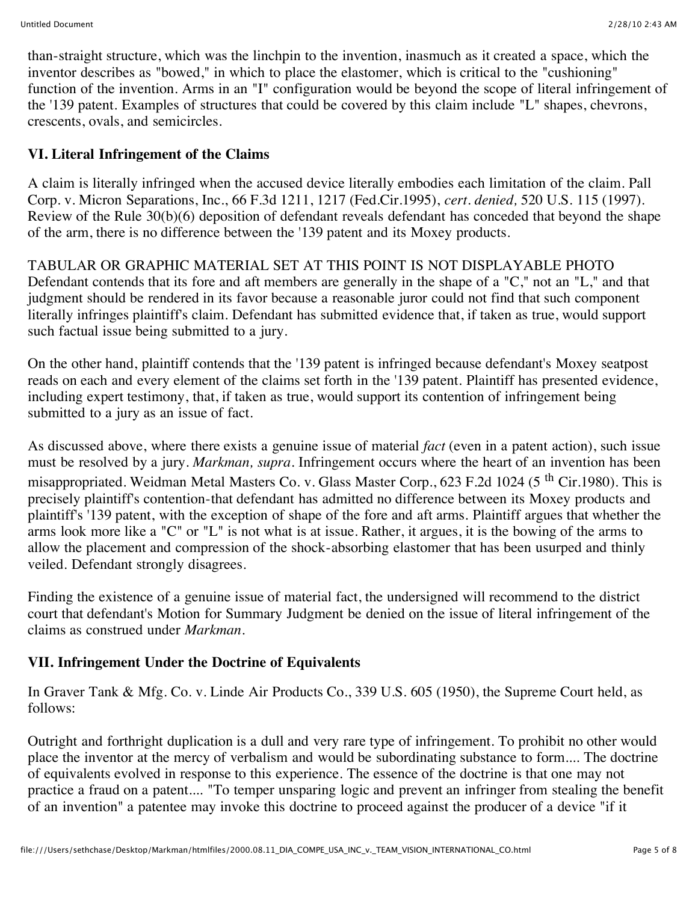than-straight structure, which was the linchpin to the invention, inasmuch as it created a space, which the inventor describes as "bowed," in which to place the elastomer, which is critical to the "cushioning" function of the invention. Arms in an "I" configuration would be beyond the scope of literal infringement of the '139 patent. Examples of structures that could be covered by this claim include "L" shapes, chevrons, crescents, ovals, and semicircles.

## VI. Literal Infringement of the Claims

A claim is literally infringed when the accused device literally embodies each limitation of the claim. Pall Corp. v. Micron Separations, Inc., 66 F.3d 1211, 1217 (Fed.Cir.1995), *cert. denied,* 520 U.S. 115 (1997). Review of the Rule 30(b)(6) deposition of defendant reveals defendant has conceded that beyond the shape of the arm, there is no difference between the '139 patent and its Moxey products.

TABULAR OR GRAPHIC MATERIAL SET AT THIS POINT IS NOT DISPLAYABLE PHOTO Defendant contends that its fore and aft members are generally in the shape of a "C," not an "L," and that judgment should be rendered in its favor because a reasonable juror could not find that such component literally infringes plaintiff's claim. Defendant has submitted evidence that, if taken as true, would support such factual issue being submitted to a jury.

On the other hand, plaintiff contends that the '139 patent is infringed because defendant's Moxey seatpost reads on each and every element of the claims set forth in the '139 patent. Plaintiff has presented evidence, including expert testimony, that, if taken as true, would support its contention of infringement being submitted to a jury as an issue of fact.

As discussed above, where there exists a genuine issue of material *fact* (even in a patent action), such issue must be resolved by a jury. *Markman, supra*. Infringement occurs where the heart of an invention has been misappropriated. Weidman Metal Masters Co. v. Glass Master Corp., 623 F.2d 1024 (5th Cir.1980). This is precisely plaintiff's contention-that defendant has admitted no difference between its Moxey products and plaintiff's '139 patent, with the exception of shape of the fore and aft arms. Plaintiff argues that whether the arms look more like a "C" or "L" is not what is at issue. Rather, it argues, it is the bowing of the arms to allow the placement and compression of the shock-absorbing elastomer that has been usurped and thinly veiled. Defendant strongly disagrees.

Finding the existence of a genuine issue of material fact, the undersigned will recommend to the district court that defendant's Motion for Summary Judgment be denied on the issue of literal infringement of the claims as construed under *Markman*.

## VII. Infringement Under the Doctrine of Equivalents

In Graver Tank & Mfg. Co. v. Linde Air Products Co., 339 U.S. 605 (1950), the Supreme Court held, as follows:

Outright and forthright duplication is a dull and very rare type of infringement. To prohibit no other would place the inventor at the mercy of verbalism and would be subordinating substance to form.... The doctrine of equivalents evolved in response to this experience. The essence of the doctrine is that one may not practice a fraud on a patent.... "To temper unsparing logic and prevent an infringer from stealing the benefit of an invention" a patentee may invoke this doctrine to proceed against the producer of a device "if it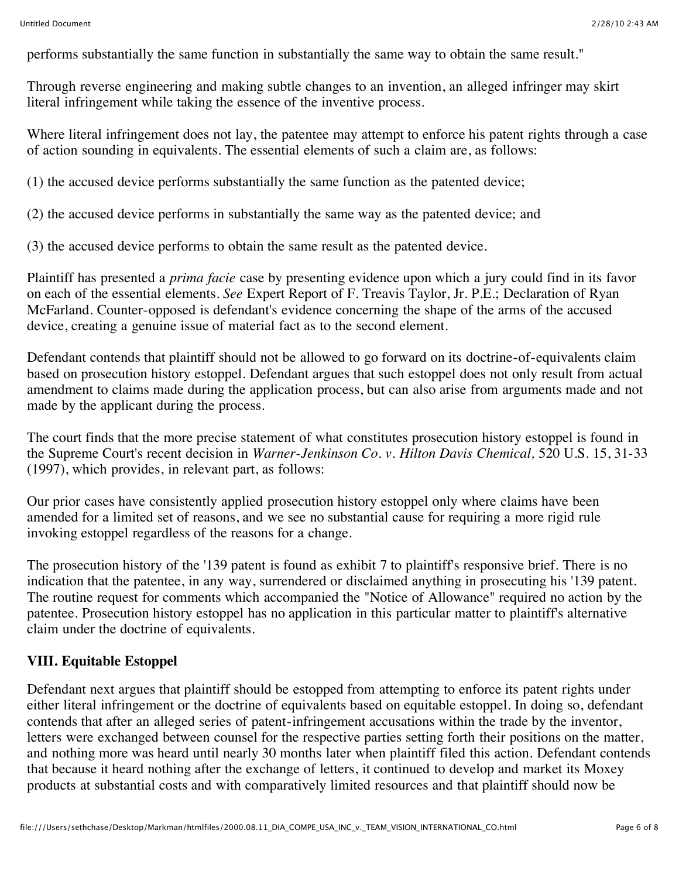performs substantially the same function in substantially the same way to obtain the same result."

Through reverse engineering and making subtle changes to an invention, an alleged infringer may skirt literal infringement while taking the essence of the inventive process.

Where literal infringement does not lay, the patentee may attempt to enforce his patent rights through a case of action sounding in equivalents. The essential elements of such a claim are, as follows:

(1) the accused device performs substantially the same function as the patented device;

(2) the accused device performs in substantially the same way as the patented device; and

(3) the accused device performs to obtain the same result as the patented device.

Plaintiff has presented a *prima facie* case by presenting evidence upon which a jury could find in its favor on each of the essential elements. *See* Expert Report of F. Treavis Taylor, Jr. P.E.; Declaration of Ryan McFarland. Counter-opposed is defendant's evidence concerning the shape of the arms of the accused device, creating a genuine issue of material fact as to the second element.

Defendant contends that plaintiff should not be allowed to go forward on its doctrine-of-equivalents claim based on prosecution history estoppel. Defendant argues that such estoppel does not only result from actual amendment to claims made during the application process, but can also arise from arguments made and not made by the applicant during the process.

The court finds that the more precise statement of what constitutes prosecution history estoppel is found in the Supreme Court's recent decision in *Warner-Jenkinson Co. v. Hilton Davis Chemical,* 520 U.S. 15, 31-33 (1997), which provides, in relevant part, as follows:

Our prior cases have consistently applied prosecution history estoppel only where claims have been amended for a limited set of reasons, and we see no substantial cause for requiring a more rigid rule invoking estoppel regardless of the reasons for a change.

The prosecution history of the '139 patent is found as exhibit 7 to plaintiff's responsive brief. There is no indication that the patentee, in any way, surrendered or disclaimed anything in prosecuting his '139 patent. The routine request for comments which accompanied the "Notice of Allowance" required no action by the patentee. Prosecution history estoppel has no application in this particular matter to plaintiff's alternative claim under the doctrine of equivalents.

**VIII. Equitable Estoppel**

Defendant next argues that plaintiff should be estopped from attempting to enforce its patent rights under either literal infringement or the doctrine of equivalents based on equitable estoppel. In doing so, defendant contends that after an alleged series of patent-infringement accusations within the trade by the inventor, letters were exchanged between counsel for the respective parties setting forth their positions on the matter, and nothing more was heard until nearly 30 months later when plaintiff filed this action. Defendant contends that because it heard nothing after the exchange of letters, it continued to develop and market its Moxey products at substantial costs and with comparatively limited resources and that plaintiff should now be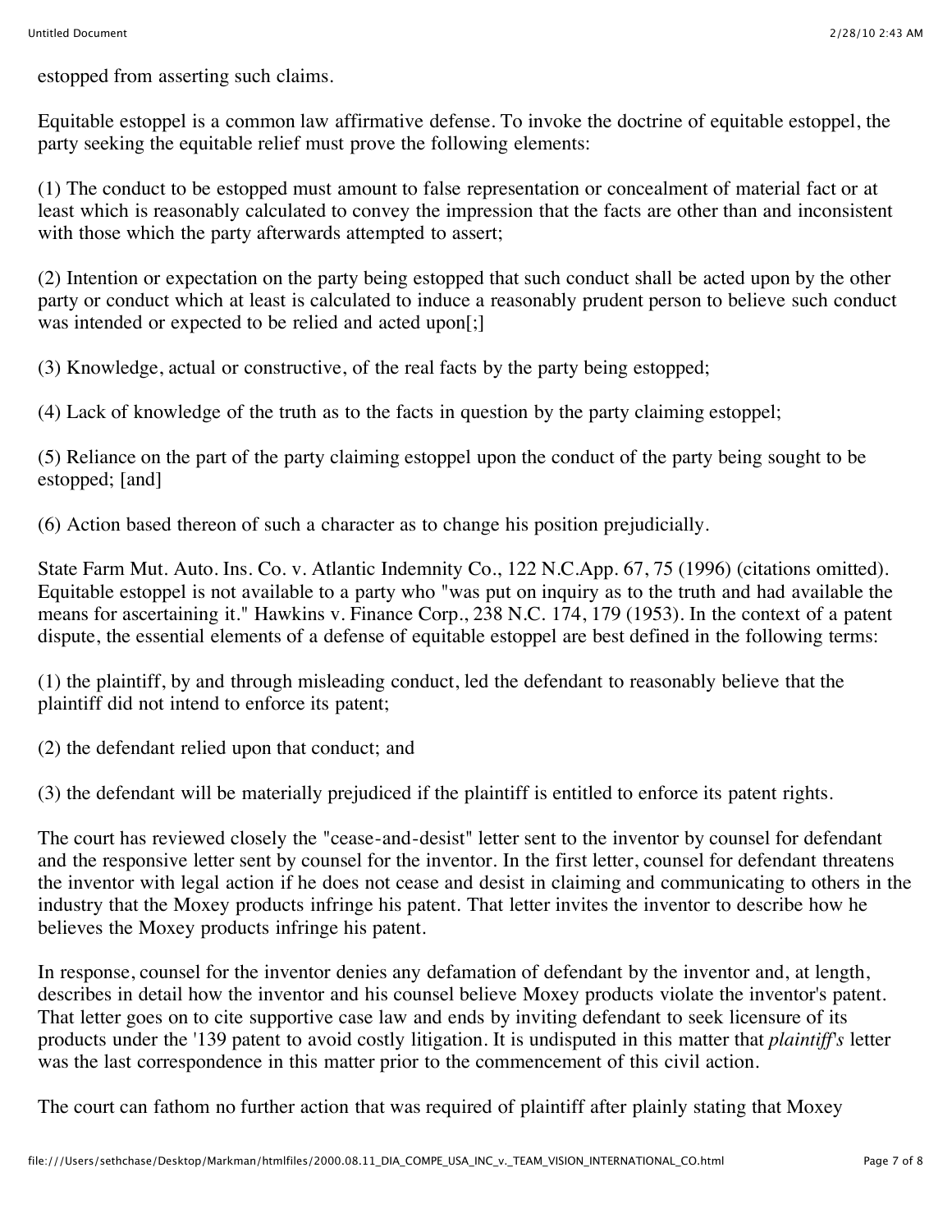estopped from asserting such claims.

Equitable estoppel is a common law affirmative defense. To invoke the doctrine of equitable estoppel, the party seeking the equitable relief must prove the following elements:

(1) The conduct to be estopped must amount to false representation or concealment of material fact or at least which is reasonably calculated to convey the impression that the facts are other than and inconsistent with those which the party afterwards attempted to assert;

(2) Intention or expectation on the party being estopped that such conduct shall be acted upon by the other party or conduct which at least is calculated to induce a reasonably prudent person to believe such conduct was intended or expected to be relied and acted upon[;]

(3) Knowledge, actual or constructive, of the real facts by the party being estopped;

(4) Lack of knowledge of the truth as to the facts in question by the party claiming estoppel;

(5) Reliance on the part of the party claiming estoppel upon the conduct of the party being sought to be estopped; [and]

(6) Action based thereon of such a character as to change his position prejudicially.

State Farm Mut. Auto. Ins. Co. v. Atlantic Indemnity Co., 122 N.C.App. 67, 75 (1996) (citations omitted). Equitable estoppel is not available to a party who "was put on inquiry as to the truth and had available the means for ascertaining it." Hawkins v. Finance Corp., 238 N.C. 174, 179 (1953). In the context of a patent dispute, the essential elements of a defense of equitable estoppel are best defined in the following terms:

(1) the plaintiff, by and through misleading conduct, led the defendant to reasonably believe that the plaintiff did not intend to enforce its patent;

(2) the defendant relied upon that conduct; and

(3) the defendant will be materially prejudiced if the plaintiff is entitled to enforce its patent rights.

The court has reviewed closely the "cease-and-desist" letter sent to the inventor by counsel for defendant and the responsive letter sent by counsel for the inventor. In the first letter, counsel for defendant threatens the inventor with legal action if he does not cease and desist in claiming and communicating to others in the industry that the Moxey products infringe his patent. That letter invites the inventor to describe how he believes the Moxey products infringe his patent.

In response, counsel for the inventor denies any defamation of defendant by the inventor and, at length, describes in detail how the inventor and his counsel believe Moxey products violate the inventor's patent. That letter goes on to cite supportive case law and ends by inviting defendant to seek licensure of its products under the '139 patent to avoid costly litigation. It is undisputed in this matter that *plaintiff's* letter was the last correspondence in this matter prior to the commencement of this civil action.

The court can fathom no further action that was required of plaintiff after plainly stating that Moxey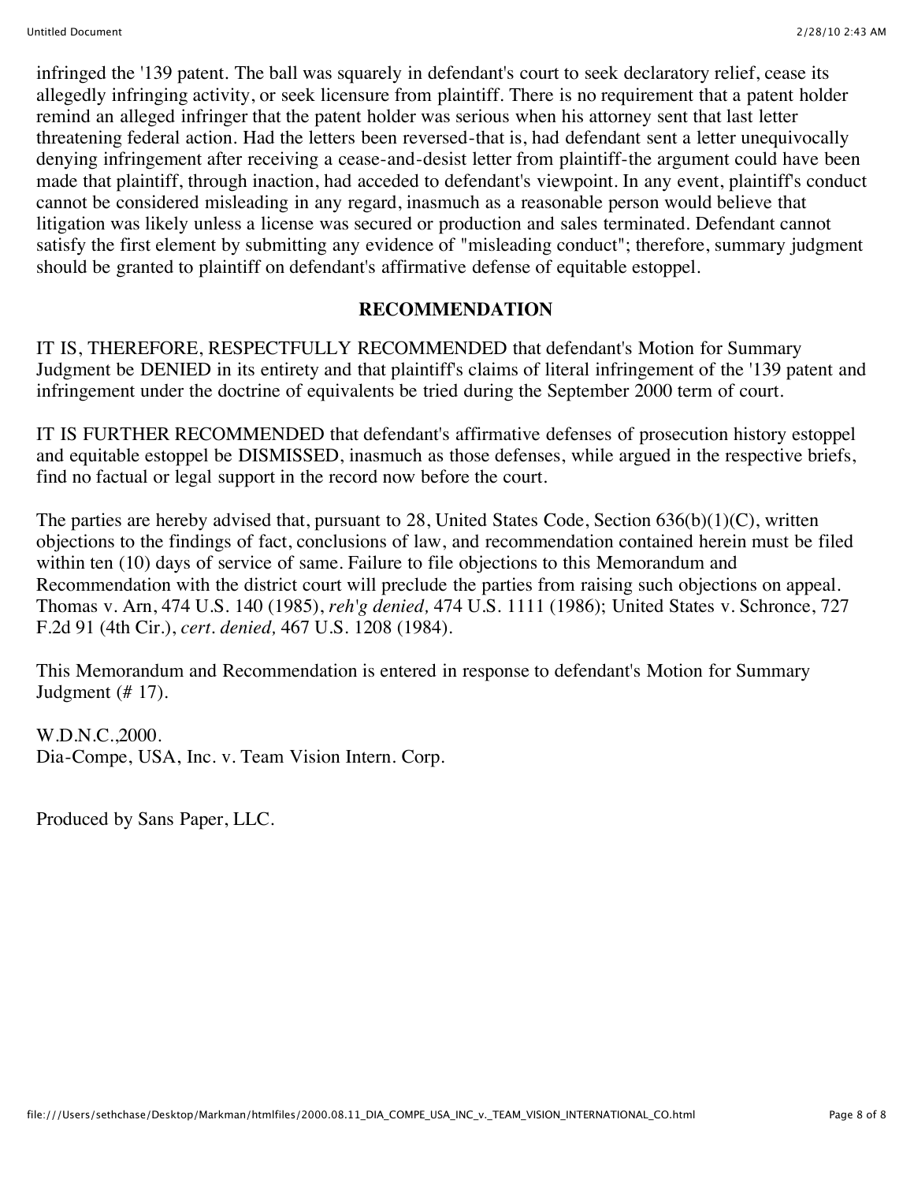infringed the '139 patent. The ball was squarely in defendant's court to seek declaratory relief, cease its allegedly infringing activity, or seek licensure from plaintiff. There is no requirement that a patent holder remind an alleged infringer that the patent holder was serious when his attorney sent that last letter threatening federal action. Had the letters been reversed-that is, had defendant sent a letter unequivocally denying infringement after receiving a cease-and-desist letter from plaintiff-the argument could have been made that plaintiff, through inaction, had acceded to defendant's viewpoint. In any event, plaintiff's conduct cannot be considered misleading in any regard, inasmuch as a reasonable person would believe that litigation was likely unless a license was secured or production and sales terminated. Defendant cannot satisfy the first element by submitting any evidence of "misleading conduct"; therefore, summary judgment should be granted to plaintiff on defendant's affirmative defense of equitable estoppel.

## RECOMMENDATION

IT IS, THEREFORE, RESPECTFULLY RECOMMENDED that defendant's Motion for Summary Judgment be DENIED in its entirety and that plaintiff's claims of literal infringement of the '139 patent and infringement under the doctrine of equivalents be tried during the September 2000 term of court.

IT IS FURTHER RECOMMENDED that defendant's affirmative defenses of prosecution history estoppel and equitable estoppel be DISMISSED, inasmuch as those defenses, while argued in the respective briefs, find no factual or legal support in the record now before the court.

The parties are hereby advised that, pursuant to 28, United States Code, Section 636(b)(1)(C), written objections to the findings of fact, conclusions of law, and recommendation contained herein must be filed within ten (10) days of service of same. Failure to file objections to this Memorandum and Recommendation with the district court will preclude the parties from raising such objections on appeal. Thomas v. Arn, 474 U.S. 140 (1985), *reh'g denied,* 474 U.S. 1111 (1986); United States v. Schronce, 727 F.2d 91 (4th Cir.), *cert. denied,* 467 U.S. 1208 (1984).

This Memorandum and Recommendation is entered in response to defendant's Motion for Summary Judgment (# 17).

W.D.N.C.,2000.
Dia-Compe, USA, Inc. v. Team Vision Intern. Corp.

Produced by Sans Paper, LLC.